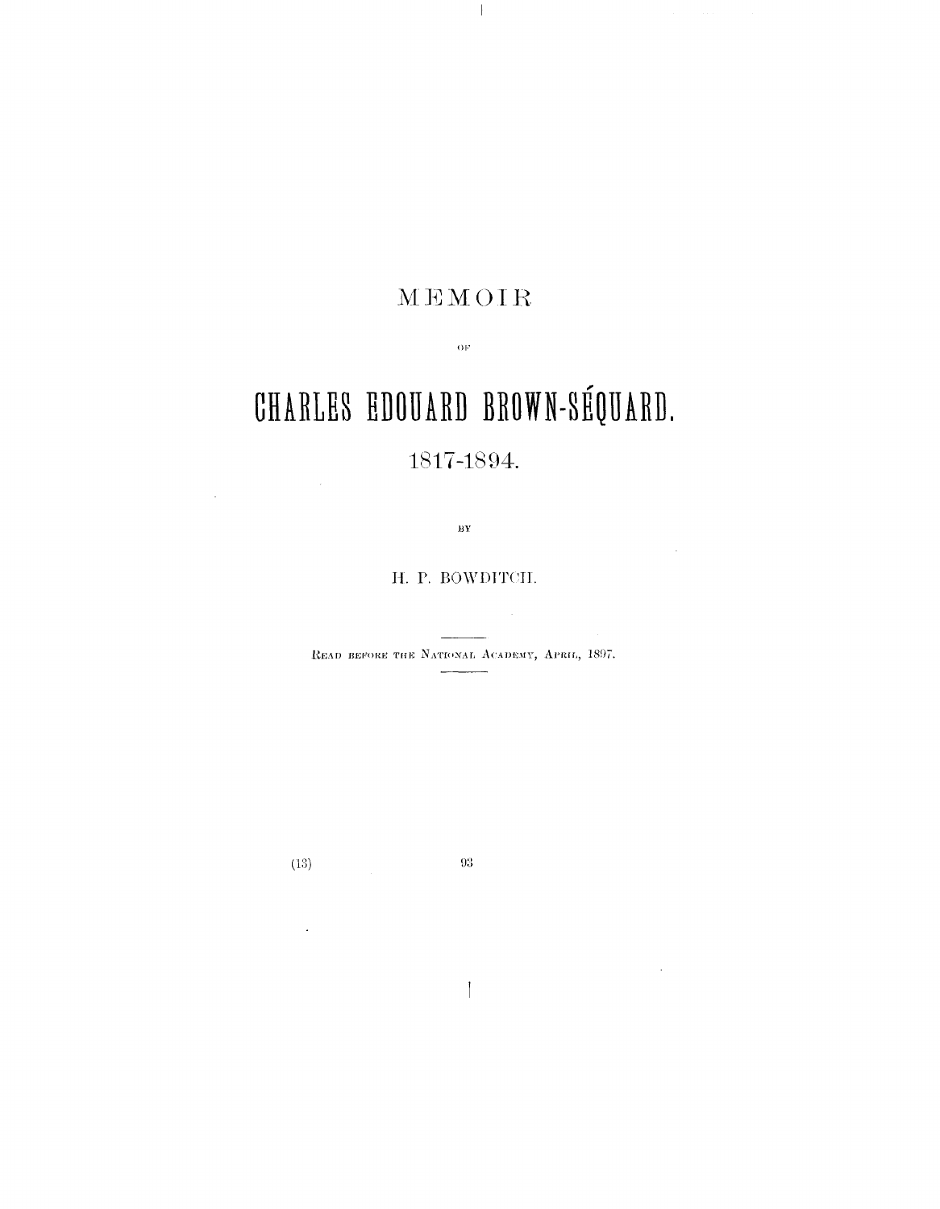# MEMOIR

OF

# CHARLES EDOUARD BROWN-SÉQUARD.

## 1817-1894.

BY

H. P. BOWDITCH.

READ BEFORE THE NATIONAL ACADEMY, APRIL, 1897.

(13)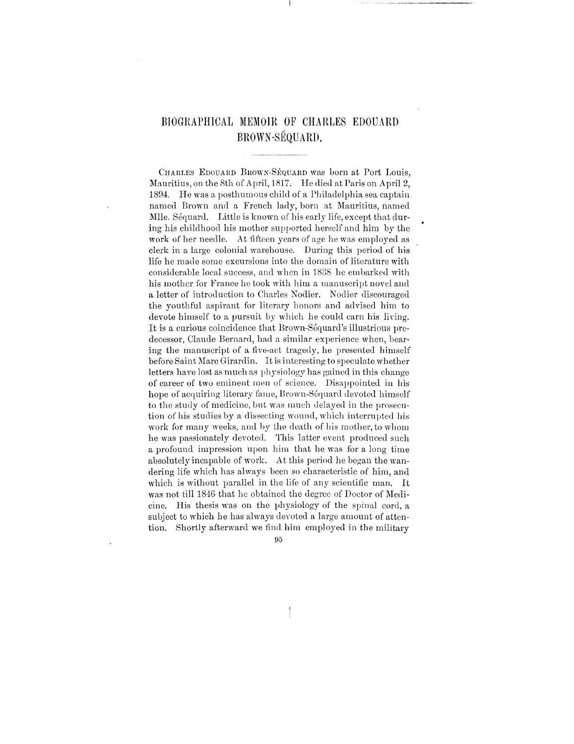# BIOGRAPHICAL MEMOIR OF CHARLES EDOUARD BROWN-SÉQUARD.

Charles Edouard Brown-Séquard was born at Port Louis, Mauritius, on the 8th of April, 1817. He died at Paris on April 2, 1894. He was a posthumous child of a Philadelphia sea captain named Brown and a French lady, born at Mauritius, named Mlle. Séquard. Little is known of his early life, except that during his childhood his mother supported herself and him by the work of her needle. At fifteen years of age he was employed as clerk in a large colonial warehouse. During this period of his life he made some excursions into the domain of literature with considerable local success, and when in 1838 he embarked with his mother for France he took with him a manuscript novel and a letter of introduction to Charles Nodier. Nodier discouraged the youthful aspirant for literary honors and advised him to devote himself to a pursuit by which he could earn his living. It is a curious coincidence that Brown-Séquard's illustrious predecessor, Claude Bernard, had a similar experience when, bearing the manuscript of a five-act tragedy, he presented himself before Saint Marc Girardin. It is interesting to speculate whether letters have lost as much as physiology has gained in this change of career of two eminent men of science. Disappointed in his hope of acquiring literary fame, Brown-Séquard devoted himself to the study of medicine, but was much delayed in the prosecution of his studies by a dissecting wound, which interrupted his work for many weeks, and by the death of his mother, to whom he was passionately devoted. This latter event produced such a profound impression upon him that he was for a long time absolutely incapable of work. At this period he began the wandering life which has always been so characteristic of him, and which is without parallel in the life of any scientific man. It was not till 1846 that he obtained the degree of Doctor of Medicine. His thesis was on the physiology of the spinal cord, a subject to which he has always devoted a large amount of attention. Shortly afterward we find him employed in the military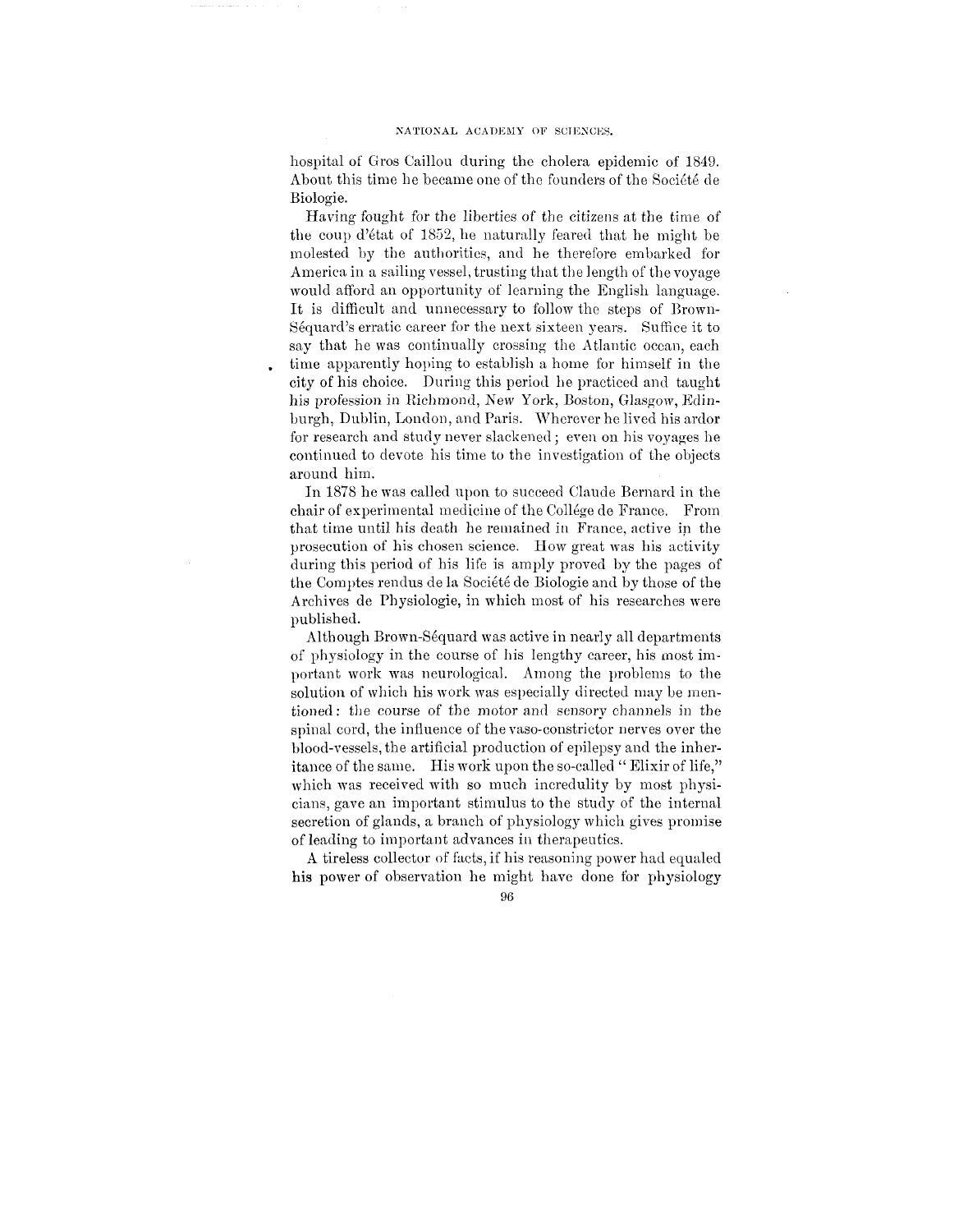hospital of Gros Caillou during the cholera epidemic of 1849. About this time he became one of the founders of the Société de Biologie.

Having fought for the liberties of the citizens at the time of the coup d'état of 1852, he naturally feared that he might be molested by the authorities, and he therefore embarked for America in a sailing vessel, trusting that the length of the voyage would afford an opportunity of learning the English language. It is difficult and unnecessary to follow the steps of Brown-Séquard's erratic career for the next sixteen years. Suffice it to say that he was continually crossing the Atlantic ocean, each time apparently hoping to establish a home for himself in the city of his choice. During this period he practiced and taught his profession in Richmond, New York, Boston, Glasgow, Edinburgh, Dublin, London, and Paris. Wherever he lived his ardor for research and study never slackened; even on his voyages he continued to devote his time to the investigation of the objects around him.

In 1878 he was called upon to succeed Claude Bernard in the chair of experimental medicine of the Collége de France. From that time until his death he remained in France, active in the prosecution of his chosen science. How great was his activity during this period of his life is amply proved by the pages of the Comptes rendus de la Société de Biologie and by those of the Archives de Physiologie, in which most of his researches were published.

Although Brown-Séquard was active in nearly all departments of physiology in the course of his lengthy career, his most important work was neurological. Among the problems to the solution of which his work was especially directed may be mentioned: the course of the motor and sensory channels in the spinal cord, the influence of the vaso-constrictor nerves over the blood-vessels, the artificial production of epilepsy and the inheritance of the same. His work upon the so-called "Elixir of life," which was received with so much incredulity by most physicians, gave an important stimulus to the study of the internal secretion of glands, a branch of physiology which gives promise of leading to important advances in therapeutics.

A tireless collector of facts, if his reasoning power had equaled his power of observation he might have done for physiology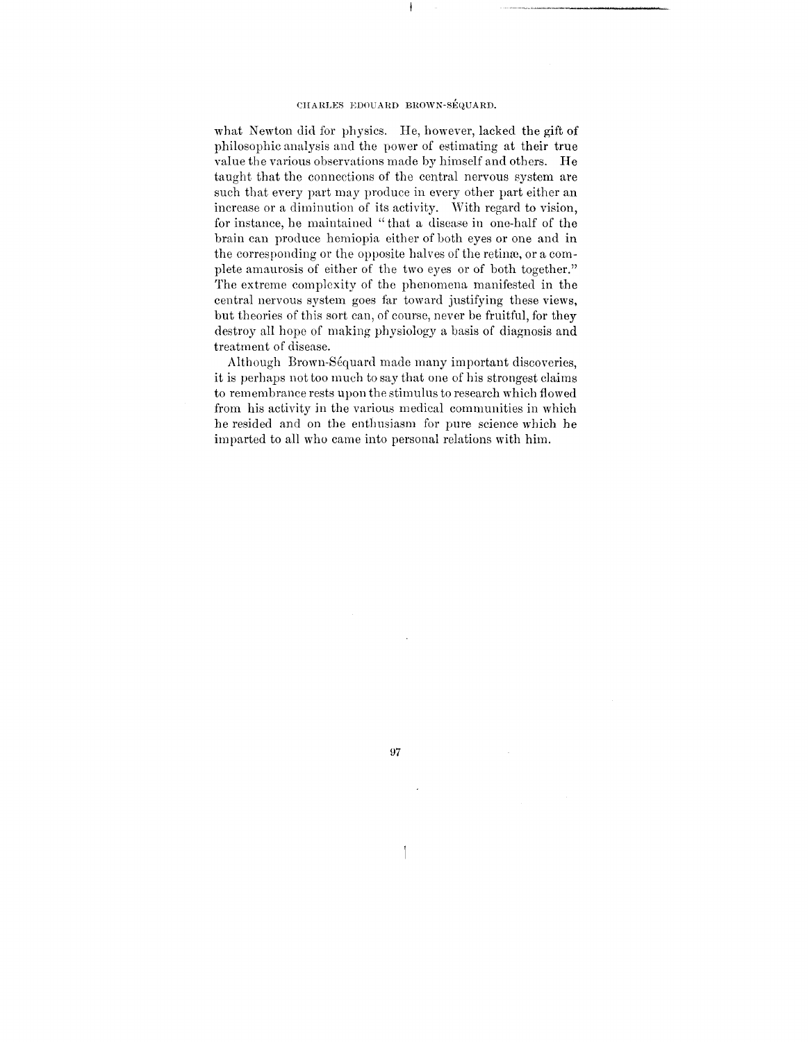what Newton did for physics. He, however, lacked the gift of philosophic analysis and the power of estimating at their true value the various observations made by himself and others. He taught that the connections of the central nervous system are such that every part may produce in every other part either an increase or a diminution of its activity. With regard to vision, for instance, he maintained "that a disease in one-half of the brain can produce hemiopia either of both eyes or one and in the corresponding or the opposite halves of the retinæ, or a complete amaurosis of either of the two eyes or of both together." The extreme complexity of the phenomena manifested in the central nervous system goes far toward justifying these views, but theories of this sort can, of course, never be fruitful, for they destroy all hope of making physiology a basis of diagnosis and treatment of disease.

Although Brown-Séquard made many important discoveries, it is perhaps not too much to say that one of his strongest claims to remembrance rests upon the stimulus to research which flowed from his activity in the various medical communities in which he resided and on the enthusiasm for pure science which he imparted to all who came into personal relations with him.